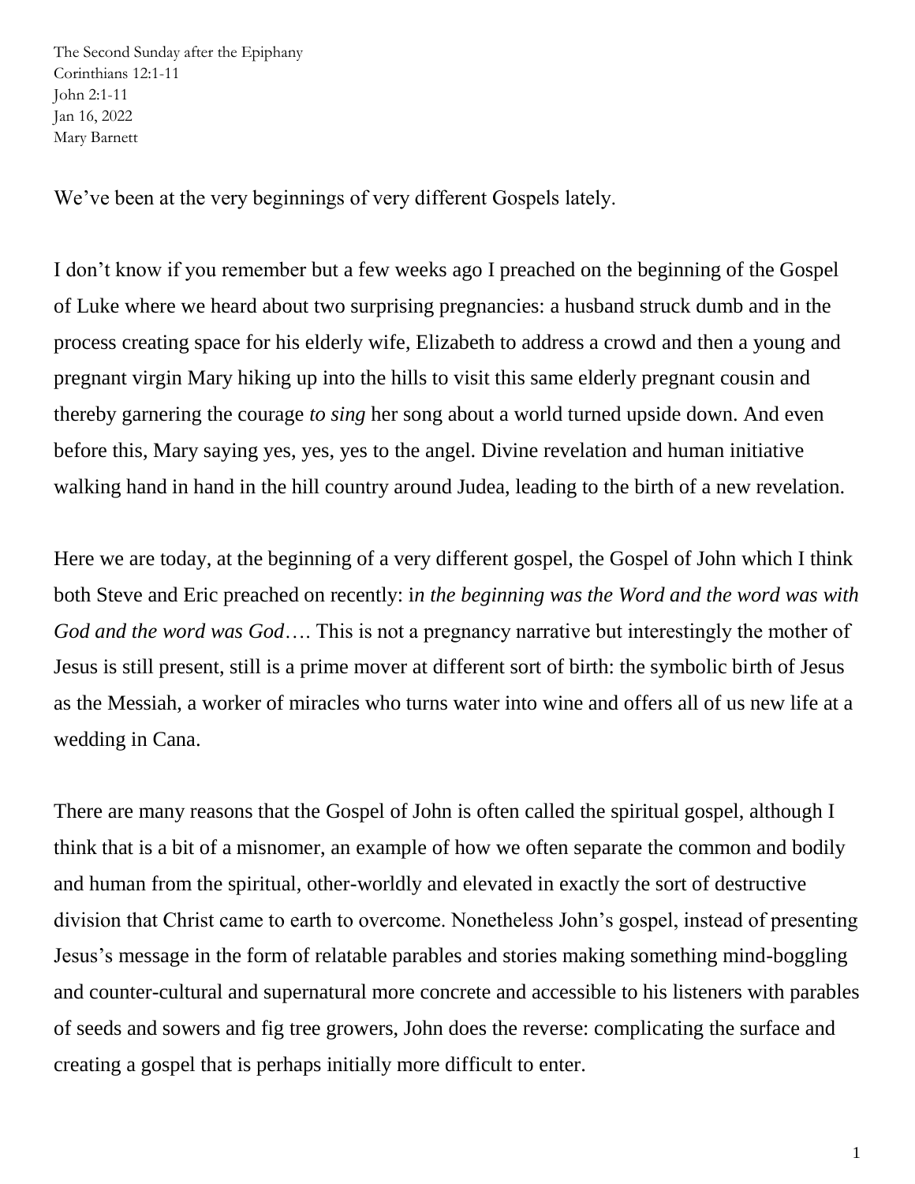The Second Sunday after the Epiphany
Corinthians 12:1-11
John 2:1-11
Jan 16, 2022
Mary Barnett

We've been at the very beginnings of very different Gospels lately.

I don't know if you remember but a few weeks ago I preached on the beginning of the Gospel of Luke where we heard about two surprising pregnancies: a husband struck dumb and in the process creating space for his elderly wife, Elizabeth to address a crowd and then a young and pregnant virgin Mary hiking up into the hills to visit this same elderly pregnant cousin and thereby garnering the courage *to sing* her song about a world turned upside down. And even before this, Mary saying yes, yes, yes to the angel. Divine revelation and human initiative walking hand in hand in the hill country around Judea, leading to the birth of a new revelation.

Here we are today, at the beginning of a very different gospel, the Gospel of John which I think both Steve and Eric preached on recently: i*n the beginning was the Word and the word was with God and the word was God*…. This is not a pregnancy narrative but interestingly the mother of Jesus is still present, still is a prime mover at different sort of birth: the symbolic birth of Jesus as the Messiah, a worker of miracles who turns water into wine and offers all of us new life at a wedding in Cana.

There are many reasons that the Gospel of John is often called the spiritual gospel, although I think that is a bit of a misnomer, an example of how we often separate the common and bodily and human from the spiritual, other-worldly and elevated in exactly the sort of destructive division that Christ came to earth to overcome. Nonetheless John's gospel, instead of presenting Jesus's message in the form of relatable parables and stories making something mind-boggling and counter-cultural and supernatural more concrete and accessible to his listeners with parables of seeds and sowers and fig tree growers, John does the reverse: complicating the surface and creating a gospel that is perhaps initially more difficult to enter.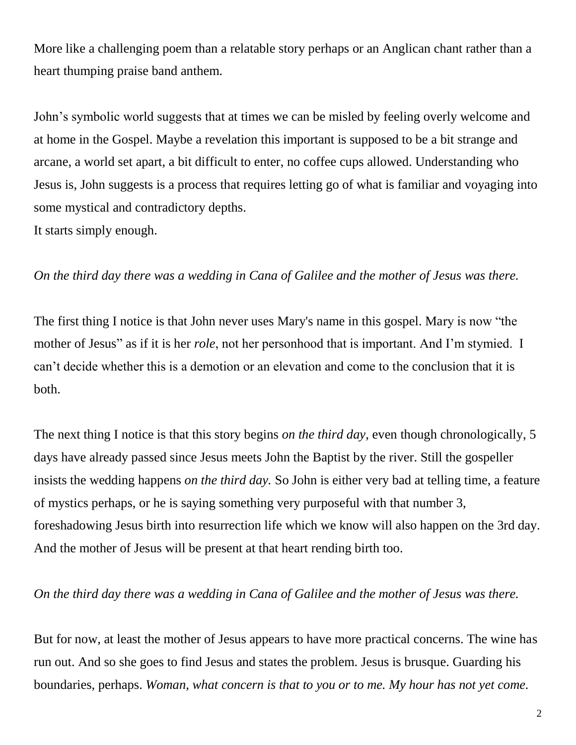More like a challenging poem than a relatable story perhaps or an Anglican chant rather than a heart thumping praise band anthem.

John's symbolic world suggests that at times we can be misled by feeling overly welcome and at home in the Gospel. Maybe a revelation this important is supposed to be a bit strange and arcane, a world set apart, a bit difficult to enter, no coffee cups allowed. Understanding who Jesus is, John suggests is a process that requires letting go of what is familiar and voyaging into some mystical and contradictory depths.
It starts simply enough.

*On the third day there was a wedding in Cana of Galilee and the mother of Jesus was there.*

The first thing I notice is that John never uses Mary's name in this gospel. Mary is now "the mother of Jesus" as if it is her *role*, not her personhood that is important. And I'm stymied. I can't decide whether this is a demotion or an elevation and come to the conclusion that it is both.

The next thing I notice is that this story begins *on the third day*, even though chronologically, 5 days have already passed since Jesus meets John the Baptist by the river. Still the gospeller insists the wedding happens *on the third day.* So John is either very bad at telling time, a feature of mystics perhaps, or he is saying something very purposeful with that number 3, foreshadowing Jesus birth into resurrection life which we know will also happen on the 3rd day. And the mother of Jesus will be present at that heart rending birth too.

*On the third day there was a wedding in Cana of Galilee and the mother of Jesus was there.*

But for now, at least the mother of Jesus appears to have more practical concerns. The wine has run out. And so she goes to find Jesus and states the problem. Jesus is brusque. Guarding his boundaries, perhaps. *Woman, what concern is that to you or to me. My hour has not yet come.*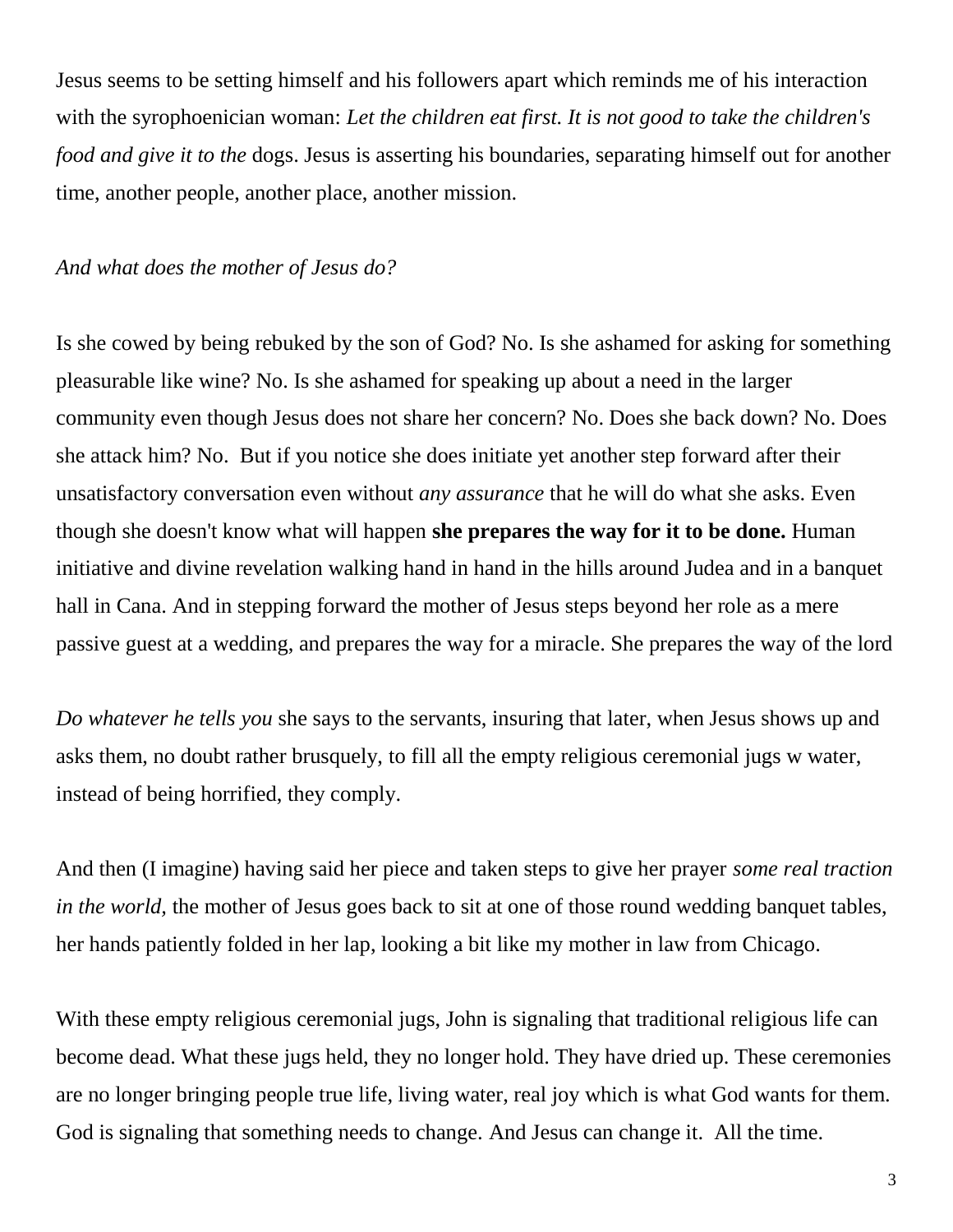Jesus seems to be setting himself and his followers apart which reminds me of his interaction with the syrophoenician woman: *Let the children eat first. It is not good to take the children's food and give it to the* dogs. Jesus is asserting his boundaries, separating himself out for another time, another people, another place, another mission.

*And what does the mother of Jesus do?*

Is she cowed by being rebuked by the son of God? No. Is she ashamed for asking for something pleasurable like wine? No. Is she ashamed for speaking up about a need in the larger community even though Jesus does not share her concern? No. Does she back down? No. Does she attack him? No.  But if you notice she does initiate yet another step forward after their unsatisfactory conversation even without *any assurance* that he will do what she asks. Even though she doesn't know what will happen **she prepares the way for it to be done.** Human initiative and divine revelation walking hand in hand in the hills around Judea and in a banquet hall in Cana. And in stepping forward the mother of Jesus steps beyond her role as a mere passive guest at a wedding, and prepares the way for a miracle. She prepares the way of the lord

*Do whatever he tells you* she says to the servants, insuring that later, when Jesus shows up and asks them, no doubt rather brusquely, to fill all the empty religious ceremonial jugs w water, instead of being horrified, they comply.

And then (I imagine) having said her piece and taken steps to give her prayer *some real traction in the world,* the mother of Jesus goes back to sit at one of those round wedding banquet tables, her hands patiently folded in her lap, looking a bit like my mother in law from Chicago.

With these empty religious ceremonial jugs, John is signaling that traditional religious life can become dead. What these jugs held, they no longer hold. They have dried up. These ceremonies are no longer bringing people true life, living water, real joy which is what God wants for them. God is signaling that something needs to change. And Jesus can change it.  All the time.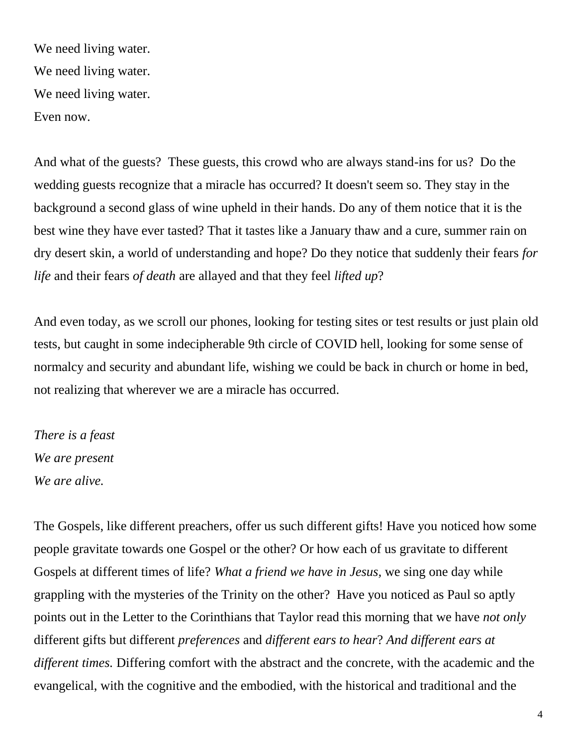We need living water.
We need living water.
We need living water.
Even now.

And what of the guests? These guests, this crowd who are always stand-ins for us? Do the wedding guests recognize that a miracle has occurred? It doesn't seem so. They stay in the background a second glass of wine upheld in their hands. Do any of them notice that it is the best wine they have ever tasted? That it tastes like a January thaw and a cure, summer rain on dry desert skin, a world of understanding and hope? Do they notice that suddenly their fears *for life* and their fears *of death* are allayed and that they feel *lifted up*?

And even today, as we scroll our phones, looking for testing sites or test results or just plain old tests, but caught in some indecipherable 9th circle of COVID hell, looking for some sense of normalcy and security and abundant life, wishing we could be back in church or home in bed, not realizing that wherever we are a miracle has occurred.

*There is a feast*
*We are present*
*We are alive.*

The Gospels, like different preachers, offer us such different gifts! Have you noticed how some people gravitate towards one Gospel or the other? Or how each of us gravitate to different Gospels at different times of life? *What a friend we have in Jesus,* we sing one day while grappling with the mysteries of the Trinity on the other? Have you noticed as Paul so aptly points out in the Letter to the Corinthians that Taylor read this morning that we have *not only* different gifts but different *preferences* and *different ears to hear*? *And different ears at different times.* Differing comfort with the abstract and the concrete, with the academic and the evangelical, with the cognitive and the embodied, with the historical and traditional and the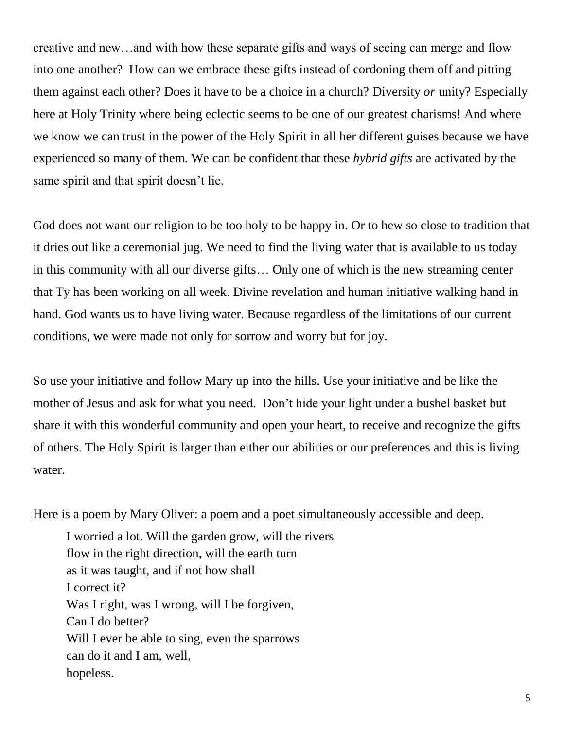creative and new…and with how these separate gifts and ways of seeing can merge and flow into one another? How can we embrace these gifts instead of cordoning them off and pitting them against each other? Does it have to be a choice in a church? Diversity *or* unity? Especially here at Holy Trinity where being eclectic seems to be one of our greatest charisms! And where we know we can trust in the power of the Holy Spirit in all her different guises because we have experienced so many of them. We can be confident that these *hybrid gifts* are activated by the same spirit and that spirit doesn't lie.

God does not want our religion to be too holy to be happy in. Or to hew so close to tradition that it dries out like a ceremonial jug. We need to find the living water that is available to us today in this community with all our diverse gifts… Only one of which is the new streaming center that Ty has been working on all week. Divine revelation and human initiative walking hand in hand. God wants us to have living water. Because regardless of the limitations of our current conditions, we were made not only for sorrow and worry but for joy.

So use your initiative and follow Mary up into the hills. Use your initiative and be like the mother of Jesus and ask for what you need. Don't hide your light under a bushel basket but share it with this wonderful community and open your heart, to receive and recognize the gifts of others. The Holy Spirit is larger than either our abilities or our preferences and this is living water.

Here is a poem by Mary Oliver: a poem and a poet simultaneously accessible and deep.

> I worried a lot. Will the garden grow, will the rivers
> flow in the right direction, will the earth turn
> as it was taught, and if not how shall
> I correct it?
> Was I right, was I wrong, will I be forgiven,
> Can I do better?
> Will I ever be able to sing, even the sparrows
> can do it and I am, well,
> hopeless.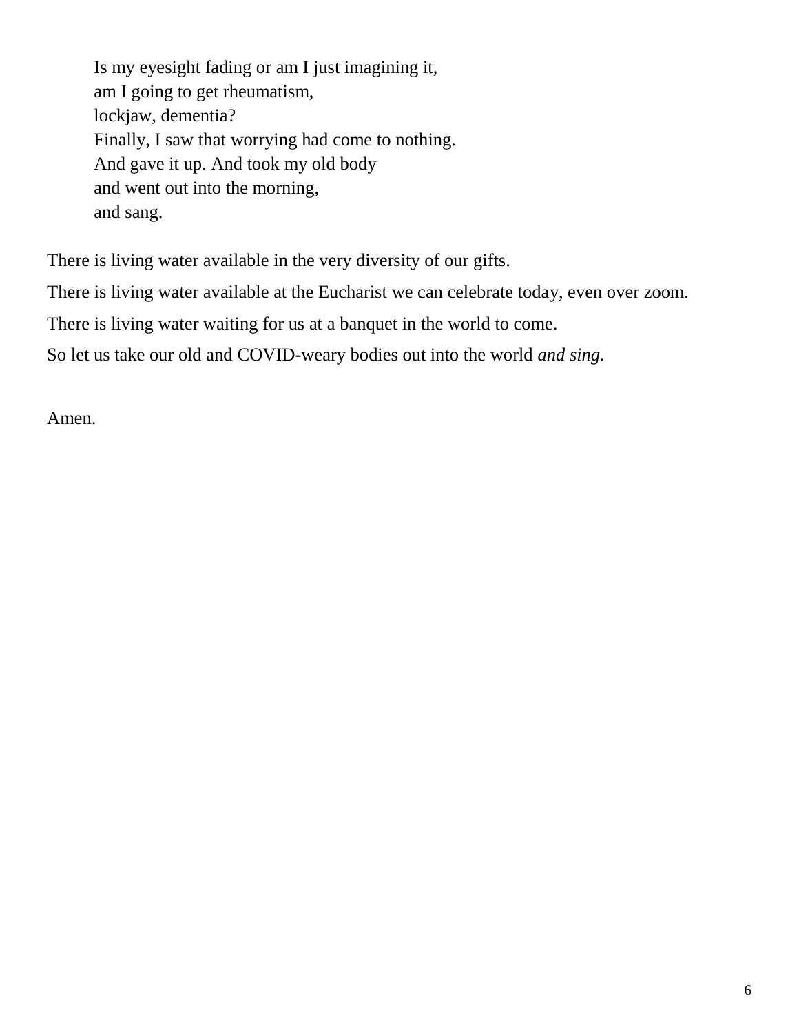> Is my eyesight fading or am I just imagining it,
> am I going to get rheumatism,
> lockjaw, dementia?
> Finally, I saw that worrying had come to nothing.
> And gave it up. And took my old body
> and went out into the morning,
> and sang.

There is living water available in the very diversity of our gifts.

There is living water available at the Eucharist we can celebrate today, even over zoom.

There is living water waiting for us at a banquet in the world to come.

So let us take our old and COVID-weary bodies out into the world *and sing.*

Amen.